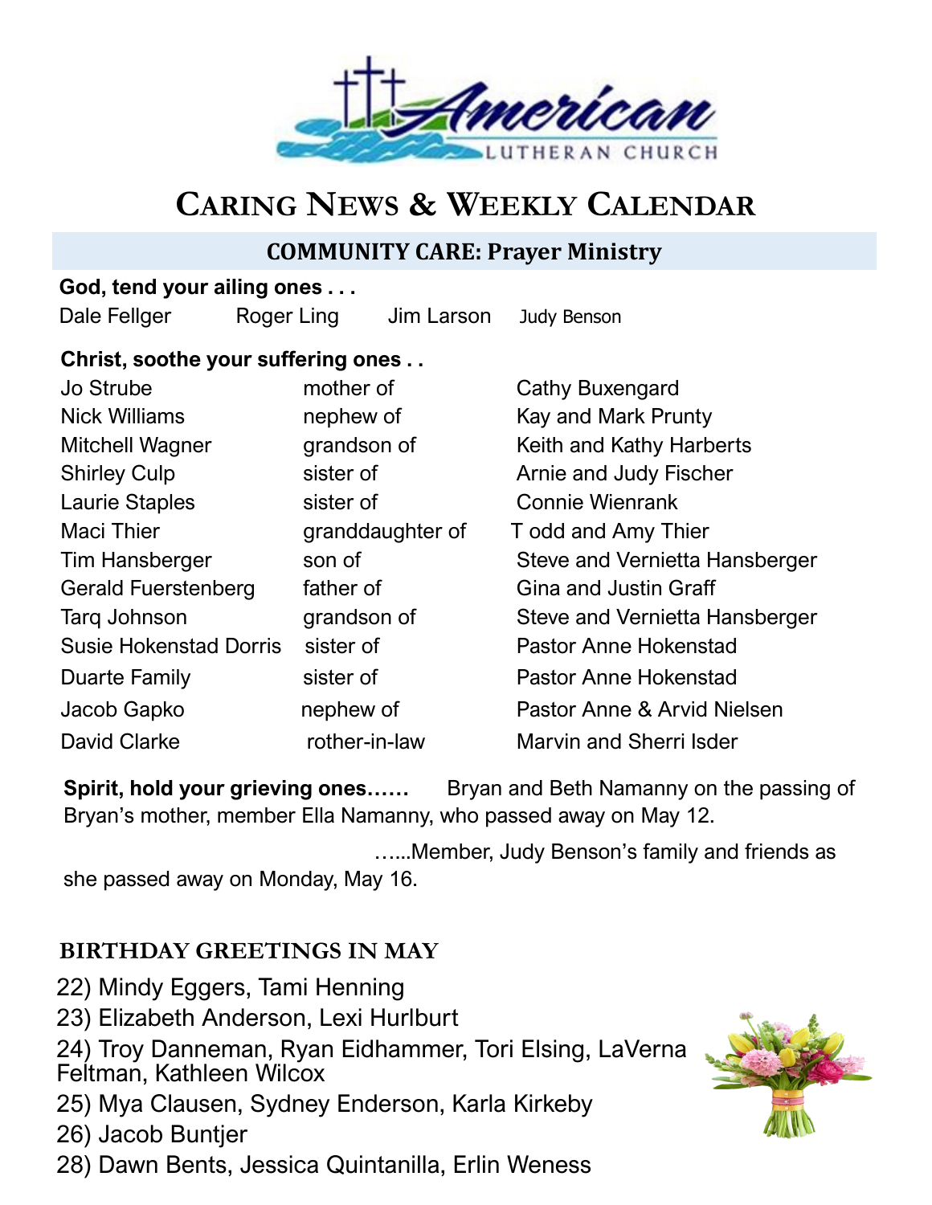American LUTHERAN CHURCH

# CARING NEWS & WEEKLY CALENDAR

## COMMUNITY CARE: Prayer Ministry

**God, tend your ailing ones . . .**

Dale Fellger    Roger Ling    Jim Larson    Judy Benson

**Christ, soothe your suffering ones . .**

| | | |
|---|---|---|
| Jo Strube | mother of | Cathy Buxengard |
| Nick Williams | nephew of | Kay and Mark Prunty |
| Mitchell Wagner | grandson of | Keith and Kathy Harberts |
| Shirley Culp | sister of | Arnie and Judy Fischer |
| Laurie Staples | sister of | Connie Wienrank |
| Maci Thier | granddaughter of | T odd and Amy Thier |
| Tim Hansberger | son of | Steve and Vernietta Hansberger |
| Gerald Fuerstenberg | father of | Gina and Justin Graff |
| Tarq Johnson | grandson of | Steve and Vernietta Hansberger |
| Susie Hokenstad Dorris | sister of | Pastor Anne Hokenstad |
| Duarte Family | sister of | Pastor Anne Hokenstad |
| Jacob Gapko | nephew of | Pastor Anne & Arvid Nielsen |
| David Clarke | rother-in-law | Marvin and Sherri Isder |

**Spirit, hold your grieving ones……** Bryan and Beth Namanny on the passing of Bryan's mother, member Ella Namanny, who passed away on May 12.

…...Member, Judy Benson's family and friends as she passed away on Monday, May 16.

### BIRTHDAY GREETINGS IN MAY

22) Mindy Eggers, Tami Henning
23) Elizabeth Anderson, Lexi Hurlburt
24) Troy Danneman, Ryan Eidhammer, Tori Elsing, LaVerna Feltman, Kathleen Wilcox
25) Mya Clausen, Sydney Enderson, Karla Kirkeby
26) Jacob Buntjer
28) Dawn Bents, Jessica Quintanilla, Erlin Weness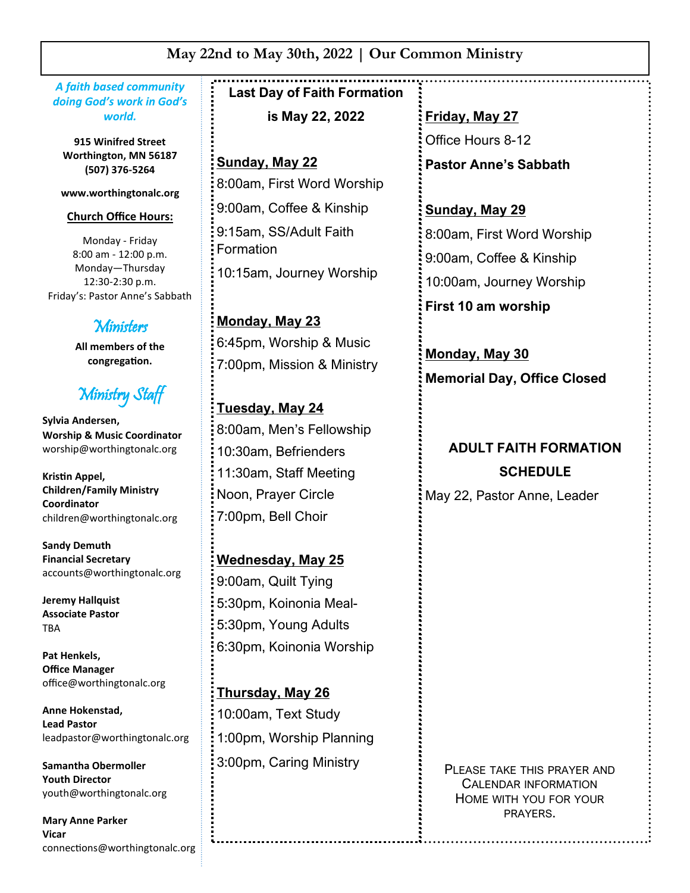# May 22nd to May 30th, 2022 | Our Common Ministry

*A faith based community doing God's work in God's world.*

**915 Winifred Street**
**Worthington, MN 56187**
**(507) 376-5264**

**www.worthingtonalc.org**

**Church Office Hours:**

Monday - Friday
8:00 am - 12:00 p.m.
Monday—Thursday
12:30-2:30 p.m.
Friday's: Pastor Anne's Sabbath

## Ministers

**All members of the congregation.**

## Ministry Staff

**Sylvia Andersen,**
**Worship & Music Coordinator**
worship@worthingtonalc.org

**Kristin Appel,**
**Children/Family Ministry Coordinator**
children@worthingtonalc.org

**Sandy Demuth**
**Financial Secretary**
accounts@worthingtonalc.org

**Jeremy Hallquist**
**Associate Pastor**
TBA

**Pat Henkels,**
**Office Manager**
office@worthingtonalc.org

**Anne Hokenstad,**
**Lead Pastor**
leadpastor@worthingtonalc.org

**Samantha Obermoller**
**Youth Director**
youth@worthingtonalc.org

**Mary Anne Parker**
**Vicar**
connections@worthingtonalc.org

**Last Day of Faith Formation is May 22, 2022**

**Sunday, May 22**
8:00am, First Word Worship
9:00am, Coffee & Kinship
9:15am, SS/Adult Faith Formation
10:15am, Journey Worship

**Monday, May 23**
6:45pm, Worship & Music
7:00pm, Mission & Ministry

**Tuesday, May 24**
8:00am, Men's Fellowship
10:30am, Befrienders
11:30am, Staff Meeting
Noon, Prayer Circle
7:00pm, Bell Choir

**Wednesday, May 25**
9:00am, Quilt Tying
5:30pm, Koinonia Meal-
5:30pm, Young Adults
6:30pm, Koinonia Worship

**Thursday, May 26**
10:00am, Text Study
1:00pm, Worship Planning
3:00pm, Caring Ministry

**Friday, May 27**
Office Hours 8-12
**Pastor Anne's Sabbath**

**Sunday, May 29**
8:00am, First Word Worship
9:00am, Coffee & Kinship
10:00am, Journey Worship
**First 10 am worship**

**Monday, May 30**
**Memorial Day, Office Closed**

**ADULT FAITH FORMATION SCHEDULE**

May 22, Pastor Anne, Leader

PLEASE TAKE THIS PRAYER AND CALENDAR INFORMATION HOME WITH YOU FOR YOUR PRAYERS.